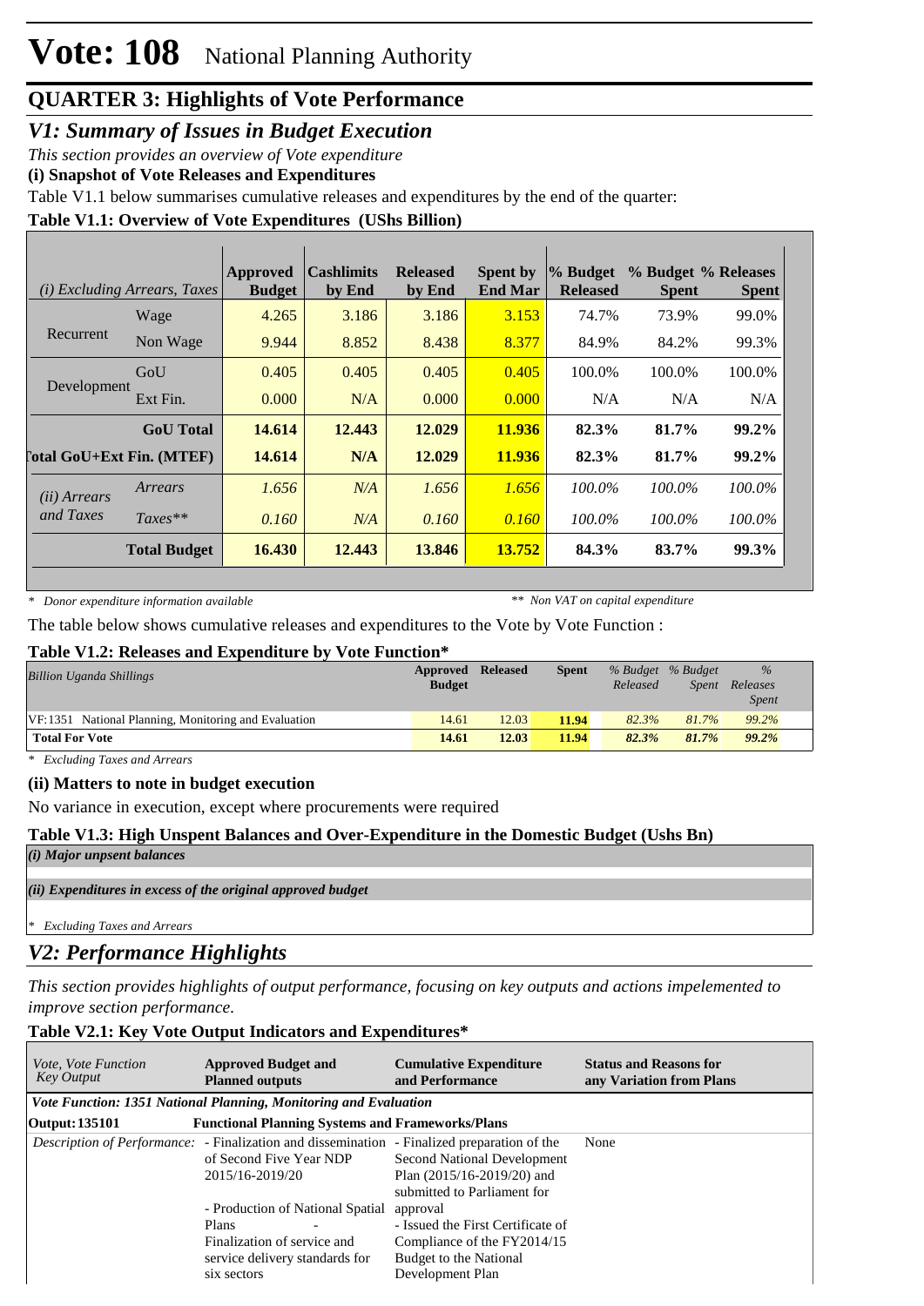# Vote: 108 National Planning Authority

## QUARTER 3: Highlights of Vote Performance

### *V1: Summary of Issues in Budget Execution*

*This section provides an overview of Vote expenditure*

**(i) Snapshot of Vote Releases and Expenditures**

Table V1.1 below summarises cumulative releases and expenditures by the end of the quarter:

**Table V1.1: Overview of Vote Expenditures (UShs Billion)**

| *(i) Excluding Arrears, Taxes* | | Approved Budget | Cashlimits by End | Released by End | Spent by End Mar | % Budget Released | % Budget Spent | % Releases Spent |
|---|---|---|---|---|---|---|---|---|
| Recurrent | Wage | 4.265 | 3.186 | 3.186 | 3.153 | 74.7% | 73.9% | 99.0% |
| | Non Wage | 9.944 | 8.852 | 8.438 | 8.377 | 84.9% | 84.2% | 99.3% |
| Development | GoU | 0.405 | 0.405 | 0.405 | 0.405 | 100.0% | 100.0% | 100.0% |
| | Ext Fin. | 0.000 | N/A | 0.000 | 0.000 | N/A | N/A | N/A |
| | **GoU Total** | **14.614** | **12.443** | **12.029** | **11.936** | **82.3%** | **81.7%** | **99.2%** |
| **Total GoU+Ext Fin. (MTEF)** | | **14.614** | **N/A** | **12.029** | **11.936** | **82.3%** | **81.7%** | **99.2%** |
| *(ii) Arrears and Taxes* | *Arrears* | *1.656* | *N/A* | *1.656* | *1.656* | *100.0%* | *100.0%* | *100.0%* |
| | *Taxes*** | *0.160* | *N/A* | *0.160* | *0.160* | *100.0%* | *100.0%* | *100.0%* |
| | **Total Budget** | **16.430** | **12.443** | **13.846** | **13.752** | **84.3%** | **83.7%** | **99.3%** |

*\* Donor expenditure information available* *\*\* Non VAT on capital expenditure*

The table below shows cumulative releases and expenditures to the Vote by Vote Function :

**Table V1.2: Releases and Expenditure by Vote Function***

| *Billion Uganda Shillings* | Approved Budget | Released | Spent | *% Budget Released* | *% Budget Spent* | *% Releases Spent* |
|---|---|---|---|---|---|---|
| VF:1351 National Planning, Monitoring and Evaluation | 14.61 | 12.03 | **11.94** | *82.3%* | *81.7%* | *99.2%* |
| **Total For Vote** | **14.61** | **12.03** | **11.94** | ***82.3%*** | ***81.7%*** | ***99.2%*** |

*\* Excluding Taxes and Arrears*

**(ii) Matters to note in budget execution**

No variance in execution, except where procurements were required

**Table V1.3: High Unspent Balances and Over-Expenditure in the Domestic Budget (Ushs Bn)**

***(i) Major unpsent balances***

***(ii) Expenditures in excess of the original approved budget***

*\* Excluding Taxes and Arrears*

### *V2: Performance Highlights*

*This section provides highlights of output performance, focusing on key outputs and actions impelemented to improve section performance.*

**Table V2.1: Key Vote Output Indicators and Expenditures***

| *Vote, Vote Function Key Output* | **Approved Budget and Planned outputs** | **Cumulative Expenditure and Performance** | **Status and Reasons for any Variation from Plans** |
|---|---|---|---|
| ***Vote Function: 1351 National Planning, Monitoring and Evaluation*** | | | |
| **Output: 135101** | **Functional Planning Systems and Frameworks/Plans** | | |
| *Description of Performance:* | - Finalization and dissemination of Second Five Year NDP 2015/16-2019/20<br><br>- Production of National Spatial Plans -<br>Finalization of service and service delivery standards for six sectors | - Finalized preparation of the Second National Development Plan (2015/16-2019/20) and submitted to Parliament for approval<br>- Issued the First Certificate of Compliance of the FY2014/15 Budget to the National Development Plan | None |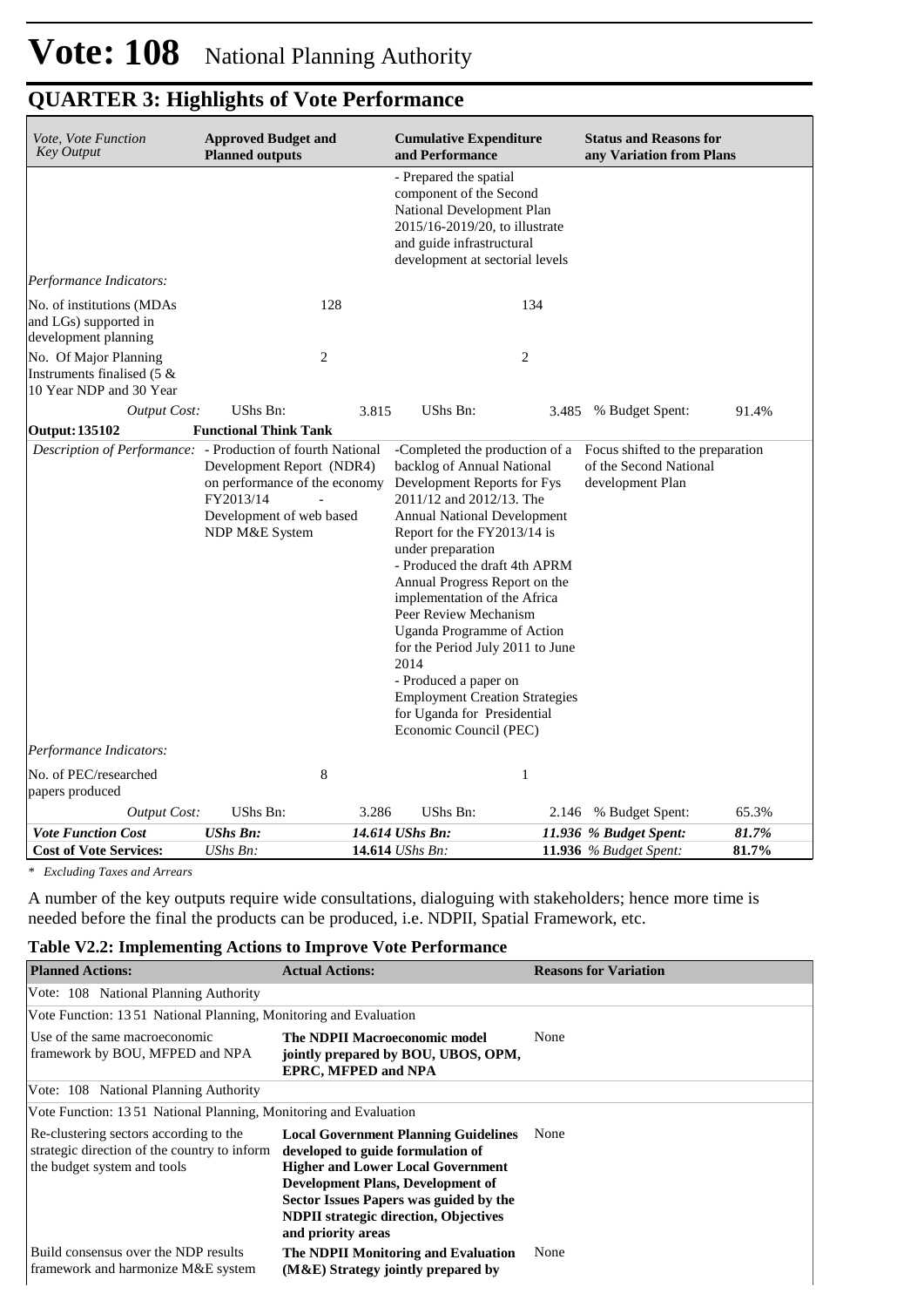# Vote: 108 National Planning Authority

## QUARTER 3: Highlights of Vote Performance

| *Vote, Vote Function Key Output* | **Approved Budget and Planned outputs** | | **Cumulative Expenditure and Performance** | | **Status and Reasons for any Variation from Plans** | |
|---|---|---|---|---|---|---|
| | | | - Prepared the spatial component of the Second National Development Plan 2015/16-2019/20, to illustrate and guide infrastructural development at sectorial levels | | | |
| *Performance Indicators:* | | | | | | |
| No. of institutions (MDAs and LGs) supported in development planning | | 128 | | 134 | | |
| No. Of Major Planning Instruments finalised (5 & 10 Year NDP and 30 Year | | 2 | | 2 | | |
| *Output Cost:* | UShs Bn: | 3.815 | UShs Bn: | 3.485 | % Budget Spent: | 91.4% |
| **Output: 135102** | **Functional Think Tank** | | | | | |
| *Description of Performance:* | - Production of fourth National Development Report (NDR4) on performance of the economy FY2013/14 - Development of web based NDP M&E System | | -Completed the production of a backlog of Annual National Development Reports for Fys 2011/12 and 2012/13. The Annual National Development Report for the FY2013/14 is under preparation<br>- Produced the draft 4th APRM Annual Progress Report on the implementation of the Africa Peer Review Mechanism Uganda Programme of Action for the Period July 2011 to June 2014<br>- Produced a paper on Employment Creation Strategies for Uganda for Presidential Economic Council (PEC) | | Focus shifted to the preparation of the Second National development Plan | |
| *Performance Indicators:* | | | | | | |
| No. of PEC/researched papers produced | | 8 | | 1 | | |
| *Output Cost:* | UShs Bn: | 3.286 | UShs Bn: | 2.146 | % Budget Spent: | 65.3% |
| ***Vote Function Cost*** | ***UShs Bn:*** | ***14.614*** | ***UShs Bn:*** | ***11.936*** | ***% Budget Spent:*** | ***81.7%*** |
| **Cost of Vote Services:** | *UShs Bn:* | **14.614** | *UShs Bn:* | **11.936** | *% Budget Spent:* | **81.7%** |

*\* Excluding Taxes and Arrears*

A number of the key outputs require wide consultations, dialoguing with stakeholders; hence more time is needed before the final the products can be produced, i.e. NDPII, Spatial Framework, etc.

### Table V2.2: Implementing Actions to Improve Vote Performance

| **Planned Actions:** | **Actual Actions:** | **Reasons for Variation** |
|---|---|---|
| Vote: 108 National Planning Authority | | |
| Vote Function: 13 51 National Planning, Monitoring and Evaluation | | |
| Use of the same macroeconomic framework by BOU, MFPED and NPA | **The NDPII Macroeconomic model jointly prepared by BOU, UBOS, OPM, EPRC, MFPED and NPA** | None |
| Vote: 108 National Planning Authority | | |
| Vote Function: 13 51 National Planning, Monitoring and Evaluation | | |
| Re-clustering sectors according to the strategic direction of the country to inform the budget system and tools | **Local Government Planning Guidelines developed to guide formulation of Higher and Lower Local Government Development Plans, Development of Sector Issues Papers was guided by the NDPII strategic direction, Objectives and priority areas** | None |
| Build consensus over the NDP results framework and harmonize M&E system | **The NDPII Monitoring and Evaluation (M&E) Strategy jointly prepared by** | None |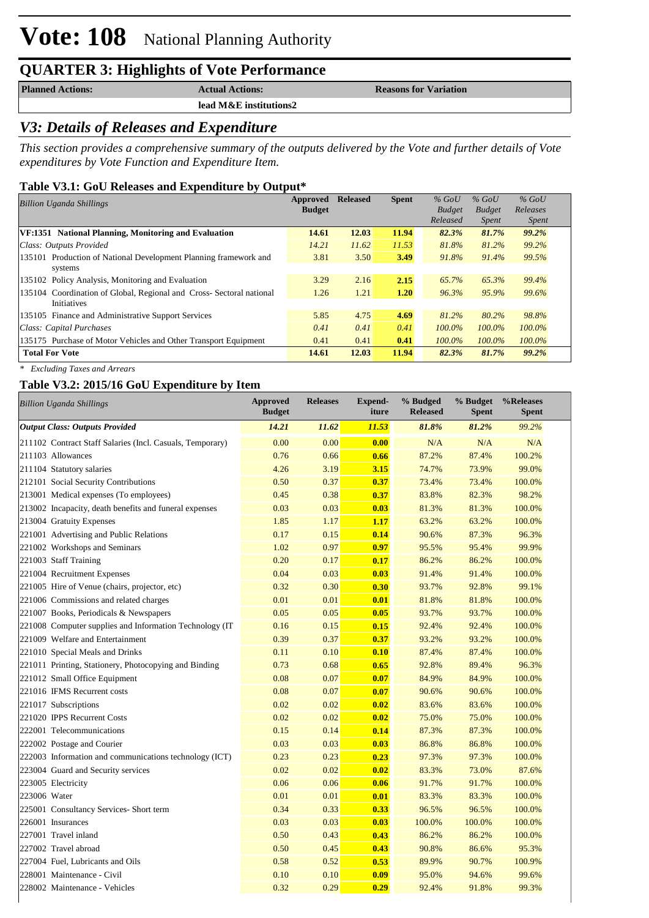# Vote: 108 National Planning Authority

## QUARTER 3: Highlights of Vote Performance

| Planned Actions: | Actual Actions: | Reasons for Variation |
|---|---|---|
| | lead M&E institutions2 | |

## *V3: Details of Releases and Expenditure*

*This section provides a comprehensive summary of the outputs delivered by the Vote and further details of Vote expenditures by Vote Function and Expenditure Item.*

### Table V3.1: GoU Releases and Expenditure by Output*

| *Billion Uganda Shillings* | Approved Budget | Released | Spent | *% GoU Budget Released* | *% GoU Budget Spent* | *% GoU Releases Spent* |
|---|---|---|---|---|---|---|
| **VF:1351 National Planning, Monitoring and Evaluation** | **14.61** | **12.03** | **11.94** | ***82.3%*** | ***81.7%*** | ***99.2%*** |
| *Class: Outputs Provided* | *14.21* | *11.62* | *11.53* | *81.8%* | *81.2%* | *99.2%* |
| 135101 Production of National Development Planning framework and systems | 3.81 | 3.50 | **3.49** | *91.8%* | *91.4%* | *99.5%* |
| 135102 Policy Analysis, Monitoring and Evaluation | 3.29 | 2.16 | **2.15** | *65.7%* | *65.3%* | *99.4%* |
| 135104 Coordination of Global, Regional and Cross- Sectoral national Initiatives | 1.26 | 1.21 | **1.20** | *96.3%* | *95.9%* | *99.6%* |
| 135105 Finance and Administrative Support Services | 5.85 | 4.75 | **4.69** | *81.2%* | *80.2%* | *98.8%* |
| *Class: Capital Purchases* | *0.41* | *0.41* | *0.41* | *100.0%* | *100.0%* | *100.0%* |
| 135175 Purchase of Motor Vehicles and Other Transport Equipment | 0.41 | 0.41 | **0.41** | *100.0%* | *100.0%* | *100.0%* |
| **Total For Vote** | **14.61** | **12.03** | **11.94** | ***82.3%*** | ***81.7%*** | ***99.2%*** |

*\* Excluding Taxes and Arrears*

### Table V3.2: 2015/16 GoU Expenditure by Item

| *Billion Uganda Shillings* | Approved Budget | Releases | Expend-iture | % Budged Released | % Budget Spent | %Releases Spent |
|---|---|---|---|---|---|---|
| ***Output Class: Outputs Provided*** | ***14.21*** | ***11.62*** | ***11.53*** | ***81.8%*** | ***81.2%*** | *99.2%* |
| 211102 Contract Staff Salaries (Incl. Casuals, Temporary) | 0.00 | 0.00 | **0.00** | N/A | N/A | N/A |
| 211103 Allowances | 0.76 | 0.66 | **0.66** | 87.2% | 87.4% | 100.2% |
| 211104 Statutory salaries | 4.26 | 3.19 | **3.15** | 74.7% | 73.9% | 99.0% |
| 212101 Social Security Contributions | 0.50 | 0.37 | **0.37** | 73.4% | 73.4% | 100.0% |
| 213001 Medical expenses (To employees) | 0.45 | 0.38 | **0.37** | 83.8% | 82.3% | 98.2% |
| 213002 Incapacity, death benefits and funeral expenses | 0.03 | 0.03 | **0.03** | 81.3% | 81.3% | 100.0% |
| 213004 Gratuity Expenses | 1.85 | 1.17 | **1.17** | 63.2% | 63.2% | 100.0% |
| 221001 Advertising and Public Relations | 0.17 | 0.15 | **0.14** | 90.6% | 87.3% | 96.3% |
| 221002 Workshops and Seminars | 1.02 | 0.97 | **0.97** | 95.5% | 95.4% | 99.9% |
| 221003 Staff Training | 0.20 | 0.17 | **0.17** | 86.2% | 86.2% | 100.0% |
| 221004 Recruitment Expenses | 0.04 | 0.03 | **0.03** | 91.4% | 91.4% | 100.0% |
| 221005 Hire of Venue (chairs, projector, etc) | 0.32 | 0.30 | **0.30** | 93.7% | 92.8% | 99.1% |
| 221006 Commissions and related charges | 0.01 | 0.01 | **0.01** | 81.8% | 81.8% | 100.0% |
| 221007 Books, Periodicals & Newspapers | 0.05 | 0.05 | **0.05** | 93.7% | 93.7% | 100.0% |
| 221008 Computer supplies and Information Technology (IT | 0.16 | 0.15 | **0.15** | 92.4% | 92.4% | 100.0% |
| 221009 Welfare and Entertainment | 0.39 | 0.37 | **0.37** | 93.2% | 93.2% | 100.0% |
| 221010 Special Meals and Drinks | 0.11 | 0.10 | **0.10** | 87.4% | 87.4% | 100.0% |
| 221011 Printing, Stationery, Photocopying and Binding | 0.73 | 0.68 | **0.65** | 92.8% | 89.4% | 96.3% |
| 221012 Small Office Equipment | 0.08 | 0.07 | **0.07** | 84.9% | 84.9% | 100.0% |
| 221016 IFMS Recurrent costs | 0.08 | 0.07 | **0.07** | 90.6% | 90.6% | 100.0% |
| 221017 Subscriptions | 0.02 | 0.02 | **0.02** | 83.6% | 83.6% | 100.0% |
| 221020 IPPS Recurrent Costs | 0.02 | 0.02 | **0.02** | 75.0% | 75.0% | 100.0% |
| 222001 Telecommunications | 0.15 | 0.14 | **0.14** | 87.3% | 87.3% | 100.0% |
| 222002 Postage and Courier | 0.03 | 0.03 | **0.03** | 86.8% | 86.8% | 100.0% |
| 222003 Information and communications technology (ICT) | 0.23 | 0.23 | **0.23** | 97.3% | 97.3% | 100.0% |
| 223004 Guard and Security services | 0.02 | 0.02 | **0.02** | 83.3% | 73.0% | 87.6% |
| 223005 Electricity | 0.06 | 0.06 | **0.06** | 91.7% | 91.7% | 100.0% |
| 223006 Water | 0.01 | 0.01 | **0.01** | 83.3% | 83.3% | 100.0% |
| 225001 Consultancy Services- Short term | 0.34 | 0.33 | **0.33** | 96.5% | 96.5% | 100.0% |
| 226001 Insurances | 0.03 | 0.03 | **0.03** | 100.0% | 100.0% | 100.0% |
| 227001 Travel inland | 0.50 | 0.43 | **0.43** | 86.2% | 86.2% | 100.0% |
| 227002 Travel abroad | 0.50 | 0.45 | **0.43** | 90.8% | 86.6% | 95.3% |
| 227004 Fuel, Lubricants and Oils | 0.58 | 0.52 | **0.53** | 89.9% | 90.7% | 100.9% |
| 228001 Maintenance - Civil | 0.10 | 0.10 | **0.09** | 95.0% | 94.6% | 99.6% |
| 228002 Maintenance - Vehicles | 0.32 | 0.29 | **0.29** | 92.4% | 91.8% | 99.3% |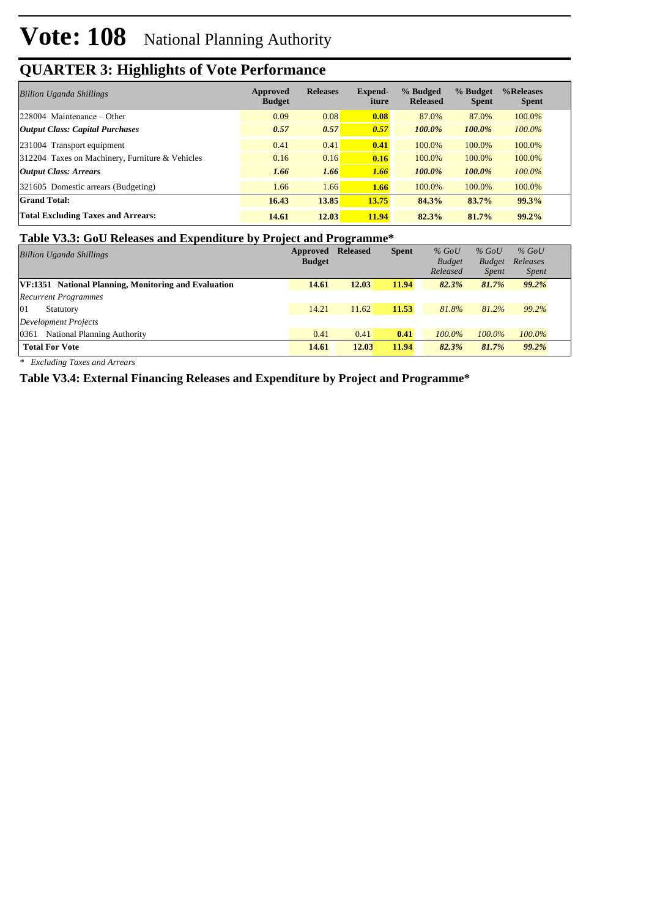# Vote: 108 National Planning Authority

## QUARTER 3: Highlights of Vote Performance

| *Billion Uganda Shillings* | Approved Budget | Releases | Expend-iture | % Budged Released | % Budget Spent | %Releases Spent |
|---|---|---|---|---|---|---|
| 228004 Maintenance – Other | 0.09 | 0.08 | **0.08** | 87.0% | 87.0% | 100.0% |
| ***Output Class: Capital Purchases*** | ***0.57*** | ***0.57*** | ***0.57*** | ***100.0%*** | ***100.0%*** | *100.0%* |
| 231004 Transport equipment | 0.41 | 0.41 | **0.41** | 100.0% | 100.0% | 100.0% |
| 312204 Taxes on Machinery, Furniture & Vehicles | 0.16 | 0.16 | **0.16** | 100.0% | 100.0% | 100.0% |
| ***Output Class: Arrears*** | ***1.66*** | ***1.66*** | ***1.66*** | ***100.0%*** | ***100.0%*** | *100.0%* |
| 321605 Domestic arrears (Budgeting) | 1.66 | 1.66 | **1.66** | 100.0% | 100.0% | 100.0% |
| **Grand Total:** | **16.43** | **13.85** | **13.75** | **84.3%** | **83.7%** | **99.3%** |
| **Total Excluding Taxes and Arrears:** | **14.61** | **12.03** | **11.94** | **82.3%** | **81.7%** | **99.2%** |

### Table V3.3: GoU Releases and Expenditure by Project and Programme*

| *Billion Uganda Shillings* | Approved Budget | Released | Spent | *% GoU Budget Released* | *% GoU Budget Spent* | *% GoU Releases Spent* |
|---|---|---|---|---|---|---|
| **VF:1351 National Planning, Monitoring and Evaluation** | **14.61** | **12.03** | **11.94** | ***82.3%*** | ***81.7%*** | ***99.2%*** |
| *Recurrent Programmes* | | | | | | |
| 01 Statutory | 14.21 | 11.62 | **11.53** | *81.8%* | *81.2%* | *99.2%* |
| *Development Projects* | | | | | | |
| 0361 National Planning Authority | 0.41 | 0.41 | **0.41** | *100.0%* | *100.0%* | *100.0%* |
| **Total For Vote** | **14.61** | **12.03** | **11.94** | ***82.3%*** | ***81.7%*** | ***99.2%*** |

*\* Excluding Taxes and Arrears*

### Table V3.4: External Financing Releases and Expenditure by Project and Programme*